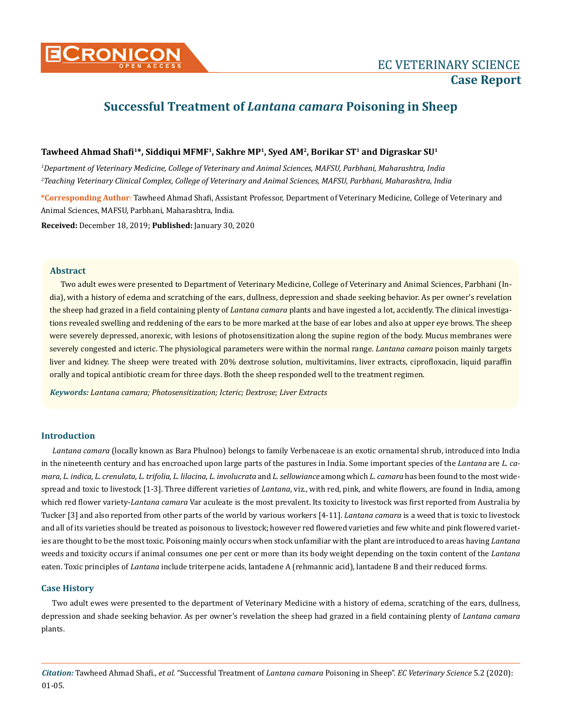# Successful Treatment of *Lantana camara* Poisoning in Sheep

**Tawheed Ahmad Shafi[1]\*, Siddiqui MFMF[1], Sakhre MP[1], Syed AM[2], Borikar ST[1] and Digraskar SU[1]**

[1]*Department of Veterinary Medicine, College of Veterinary and Animal Sciences, MAFSU, Parbhani, Maharashtra, India*

[2]*Teaching Veterinary Clinical Complex, College of Veterinary and Animal Sciences, MAFSU, Parbhani, Maharashtra, India*

**\*Corresponding Author**: Tawheed Ahmad Shafi, Assistant Professor, Department of Veterinary Medicine, College of Veterinary and Animal Sciences, MAFSU, Parbhani, Maharashtra, India.

**Received:** December 18, 2019; **Published:** January 30, 2020

## Abstract

Two adult ewes were presented to Department of Veterinary Medicine, College of Veterinary and Animal Sciences, Parbhani (India), with a history of edema and scratching of the ears, dullness, depression and shade seeking behavior. As per owner's revelation the sheep had grazed in a field containing plenty of *Lantana camara* plants and have ingested a lot, accidently. The clinical investigations revealed swelling and reddening of the ears to be more marked at the base of ear lobes and also at upper eye brows. The sheep were severely depressed, anorexic, with lesions of photosensitization along the supine region of the body. Mucus membranes were severely congested and icteric. The physiological parameters were within the normal range. *Lantana camara* poison mainly targets liver and kidney. The sheep were treated with 20% dextrose solution, multivitamins, liver extracts, ciprofloxacin, liquid paraffin orally and topical antibiotic cream for three days. Both the sheep responded well to the treatment regimen.

***Keywords:*** *Lantana camara; Photosensitization; Icteric; Dextrose; Liver Extracts*

## Introduction

*Lantana camara* (locally known as Bara Phulnoo) belongs to family Verbenaceae is an exotic ornamental shrub, introduced into India in the nineteenth century and has encroached upon large parts of the pastures in India. Some important species of the *Lantana* are *L. camara, L. indica, L. crenulata, L. trifolia, L. lilacina*, *L. involucrata* and *L. sellowiance* among which *L. camara* has been found to the most widespread and toxic to livestock [1-3]. Three different varieties of *Lantana*, viz., with red, pink, and white flowers, are found in India, among which red flower variety-*Lantana camara* Var aculeate is the most prevalent. Its toxicity to livestock was first reported from Australia by Tucker [3] and also reported from other parts of the world by various workers [4-11]. *Lantana camara* is a weed that is toxic to livestock and all of its varieties should be treated as poisonous to livestock; however red flowered varieties and few white and pink flowered varieties are thought to be the most toxic. Poisoning mainly occurs when stock unfamiliar with the plant are introduced to areas having *Lantana* weeds and toxicity occurs if animal consumes one per cent or more than its body weight depending on the toxin content of the *Lantana* eaten. Toxic principles of *Lantana* include triterpene acids, lantadene A (rehmannic acid), lantadene B and their reduced forms.

## Case History

Two adult ewes were presented to the department of Veterinary Medicine with a history of edema, scratching of the ears, dullness, depression and shade seeking behavior. As per owner's revelation the sheep had grazed in a field containing plenty of *Lantana camara* plants.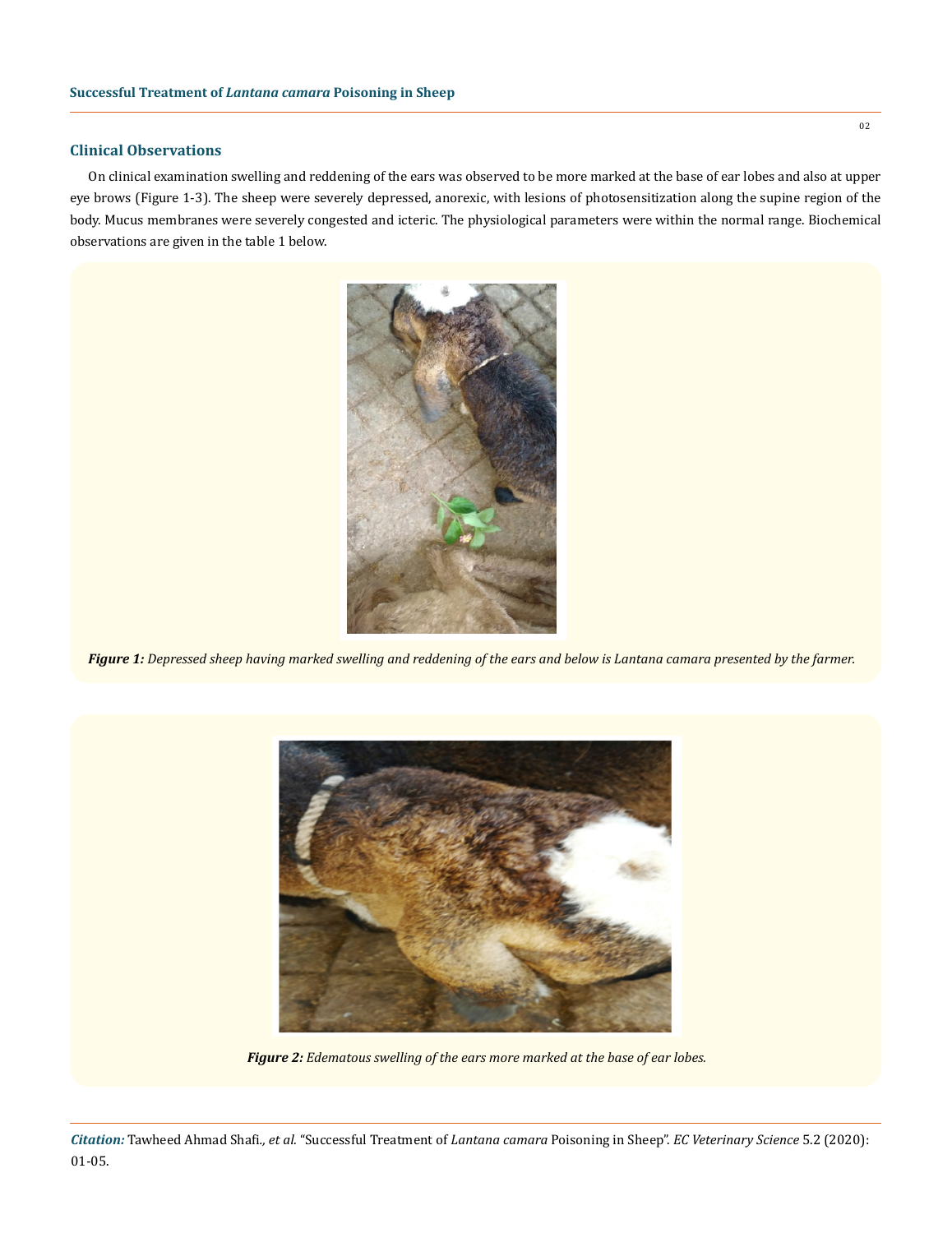## Clinical Observations

On clinical examination swelling and reddening of the ears was observed to be more marked at the base of ear lobes and also at upper eye brows (Figure 1-3). The sheep were severely depressed, anorexic, with lesions of photosensitization along the supine region of the body. Mucus membranes were severely congested and icteric. The physiological parameters were within the normal range. Biochemical observations are given in the table 1 below.

***Figure 1:*** *Depressed sheep having marked swelling and reddening of the ears and below is Lantana camara presented by the farmer.*

***Figure 2:*** *Edematous swelling of the ears more marked at the base of ear lobes.*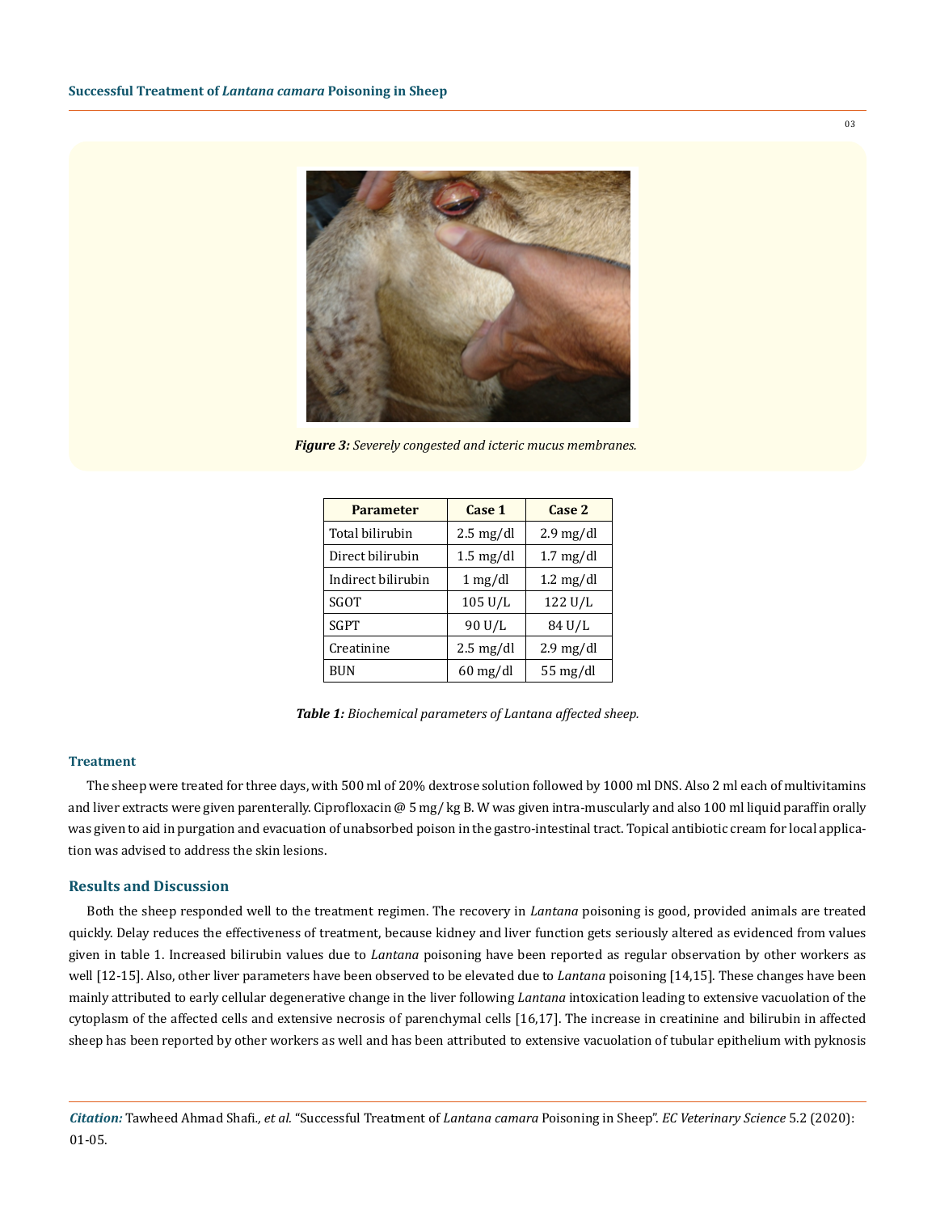*Figure 3: Severely congested and icteric mucus membranes.*

| Parameter | Case 1 | Case 2 |
|---|---|---|
| Total bilirubin | 2.5 mg/dl | 2.9 mg/dl |
| Direct bilirubin | 1.5 mg/dl | 1.7 mg/dl |
| Indirect bilirubin | 1 mg/dl | 1.2 mg/dl |
| SGOT | 105 U/L | 122 U/L |
| SGPT | 90 U/L | 84 U/L |
| Creatinine | 2.5 mg/dl | 2.9 mg/dl |
| BUN | 60 mg/dl | 55 mg/dl |

***Table 1:** Biochemical parameters of Lantana affected sheep.*

### Treatment

The sheep were treated for three days, with 500 ml of 20% dextrose solution followed by 1000 ml DNS. Also 2 ml each of multivitamins and liver extracts were given parenterally. Ciprofloxacin @ 5 mg/ kg B. W was given intra-muscularly and also 100 ml liquid paraffin orally was given to aid in purgation and evacuation of unabsorbed poison in the gastro-intestinal tract. Topical antibiotic cream for local application was advised to address the skin lesions.

## Results and Discussion

Both the sheep responded well to the treatment regimen. The recovery in *Lantana* poisoning is good, provided animals are treated quickly. Delay reduces the effectiveness of treatment, because kidney and liver function gets seriously altered as evidenced from values given in table 1. Increased bilirubin values due to *Lantana* poisoning have been reported as regular observation by other workers as well [12-15]. Also, other liver parameters have been observed to be elevated due to *Lantana* poisoning [14,15]. These changes have been mainly attributed to early cellular degenerative change in the liver following *Lantana* intoxication leading to extensive vacuolation of the cytoplasm of the affected cells and extensive necrosis of parenchymal cells [16,17]. The increase in creatinine and bilirubin in affected sheep has been reported by other workers as well and has been attributed to extensive vacuolation of tubular epithelium with pyknosis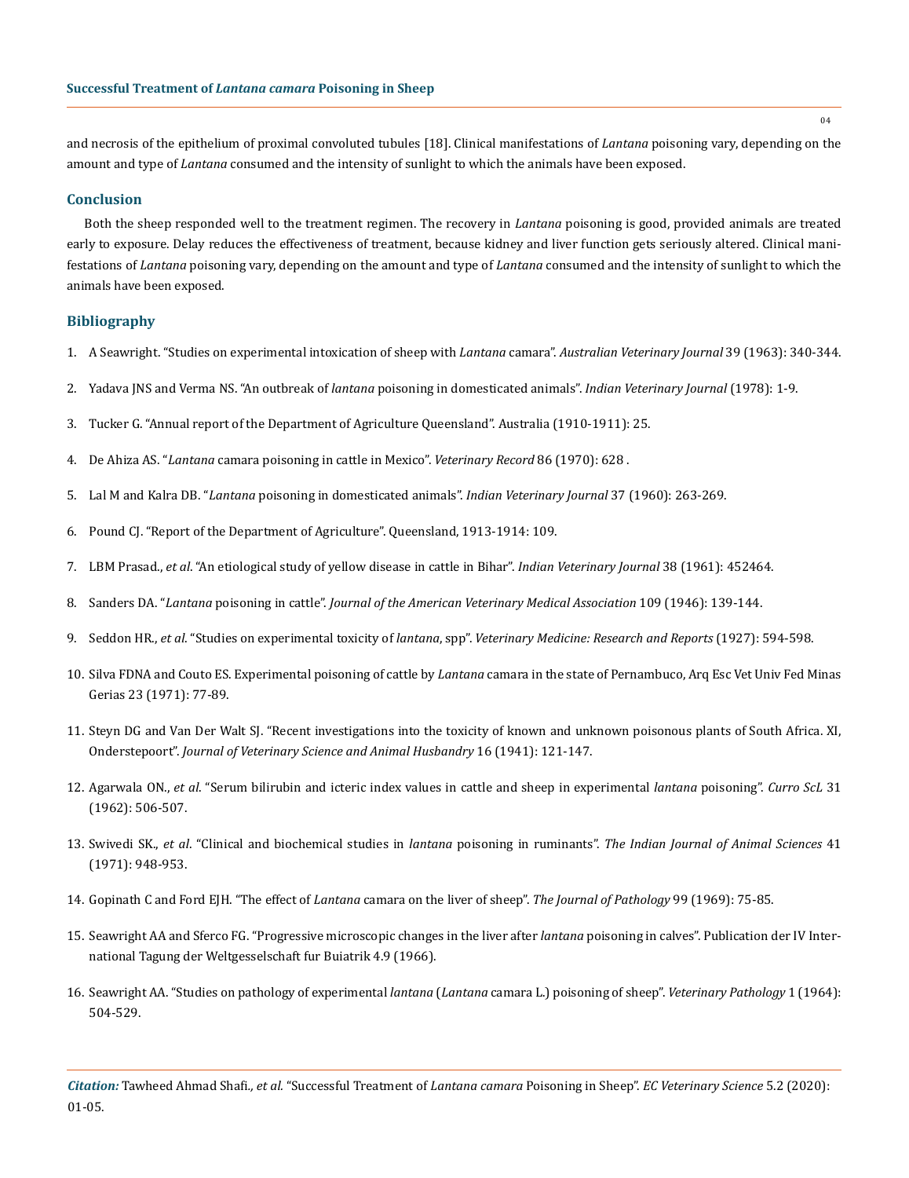and necrosis of the epithelium of proximal convoluted tubules [18]. Clinical manifestations of *Lantana* poisoning vary, depending on the amount and type of *Lantana* consumed and the intensity of sunlight to which the animals have been exposed.

## Conclusion

Both the sheep responded well to the treatment regimen. The recovery in *Lantana* poisoning is good, provided animals are treated early to exposure. Delay reduces the effectiveness of treatment, because kidney and liver function gets seriously altered. Clinical manifestations of *Lantana* poisoning vary, depending on the amount and type of *Lantana* consumed and the intensity of sunlight to which the animals have been exposed.

## Bibliography

1. A Seawright. "Studies on experimental intoxication of sheep with *Lantana* camara". *Australian Veterinary Journal* 39 (1963): 340-344.
2. Yadava JNS and Verma NS. "An outbreak of *lantana* poisoning in domesticated animals". *Indian Veterinary Journal* (1978): 1-9.
3. Tucker G. "Annual report of the Department of Agriculture Queensland". Australia (1910-1911): 25.
4. De Ahiza AS. "*Lantana* camara poisoning in cattle in Mexico". *Veterinary Record* 86 (1970): 628 .
5. Lal M and Kalra DB. "*Lantana* poisoning in domesticated animals". *Indian Veterinary Journal* 37 (1960): 263-269.
6. Pound CJ. "Report of the Department of Agriculture". Queensland, 1913-1914: 109.
7. LBM Prasad., *et al*. "An etiological study of yellow disease in cattle in Bihar". *Indian Veterinary Journal* 38 (1961): 452464.
8. Sanders DA. "*Lantana* poisoning in cattle". *Journal of the American Veterinary Medical Association* 109 (1946): 139-144.
9. Seddon HR., *et al*. "Studies on experimental toxicity of *lantana*, spp". *Veterinary Medicine: Research and Reports* (1927): 594-598.
10. Silva FDNA and Couto ES. Experimental poisoning of cattle by *Lantana* camara in the state of Pernambuco, Arq Esc Vet Univ Fed Minas Gerias 23 (1971): 77-89.
11. Steyn DG and Van Der Walt SJ. "Recent investigations into the toxicity of known and unknown poisonous plants of South Africa. XI, Onderstepoort". *Journal of Veterinary Science and Animal Husbandry* 16 (1941): 121-147.
12. Agarwala ON., *et al*. "Serum bilirubin and icteric index values in cattle and sheep in experimental *lantana* poisoning". *Curro ScL* 31 (1962): 506-507.
13. Swivedi SK., *et al*. "Clinical and biochemical studies in *lantana* poisoning in ruminants". *The Indian Journal of Animal Sciences* 41 (1971): 948-953.
14. Gopinath C and Ford EJH. "The effect of *Lantana* camara on the liver of sheep". *The Journal of Pathology* 99 (1969): 75-85.
15. Seawright AA and Sferco FG. "Progressive microscopic changes in the liver after *lantana* poisoning in calves". Publication der IV International Tagung der Weltgesselschaft fur Buiatrik 4.9 (1966).
16. Seawright AA. "Studies on pathology of experimental *lantana* (*Lantana* camara L.) poisoning of sheep". *Veterinary Pathology* 1 (1964): 504-529.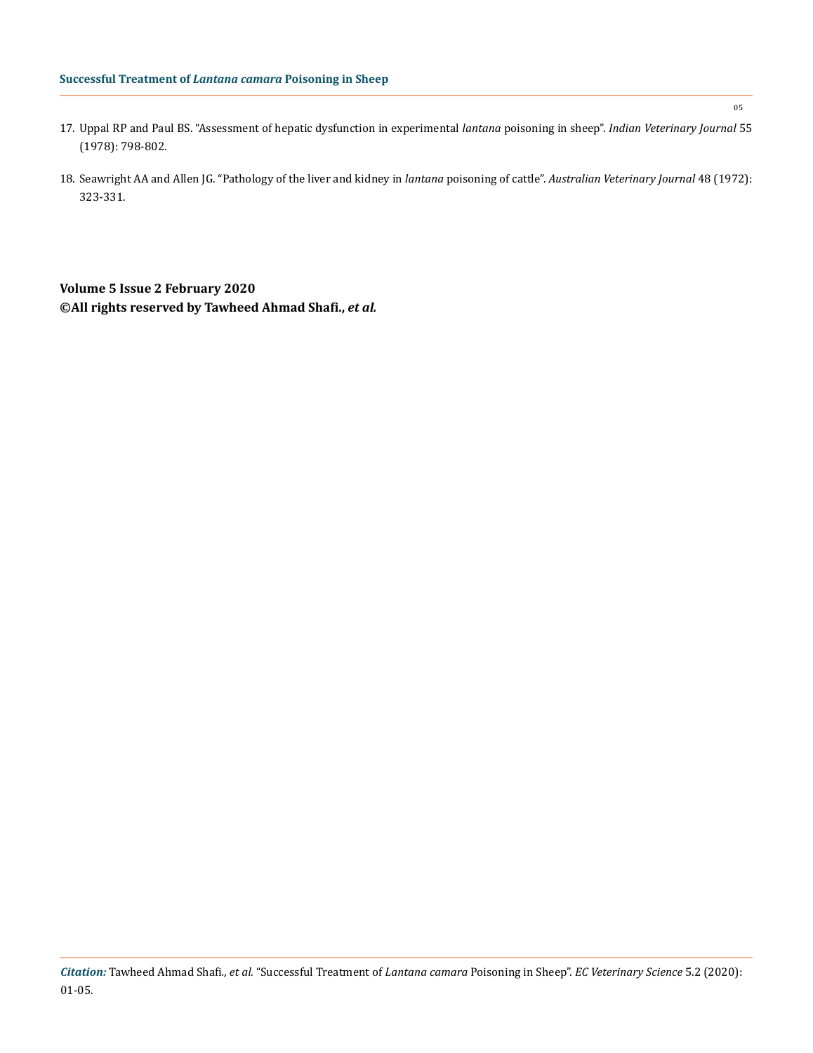17. Uppal RP and Paul BS. "Assessment of hepatic dysfunction in experimental *lantana* poisoning in sheep". *Indian Veterinary Journal* 55 (1978): 798-802.

18. Seawright AA and Allen JG. "Pathology of the liver and kidney in *lantana* poisoning of cattle". *Australian Veterinary Journal* 48 (1972): 323-331.

**Volume 5 Issue 2 February 2020**
**©All rights reserved by Tawheed Ahmad Shafi., *et al.***